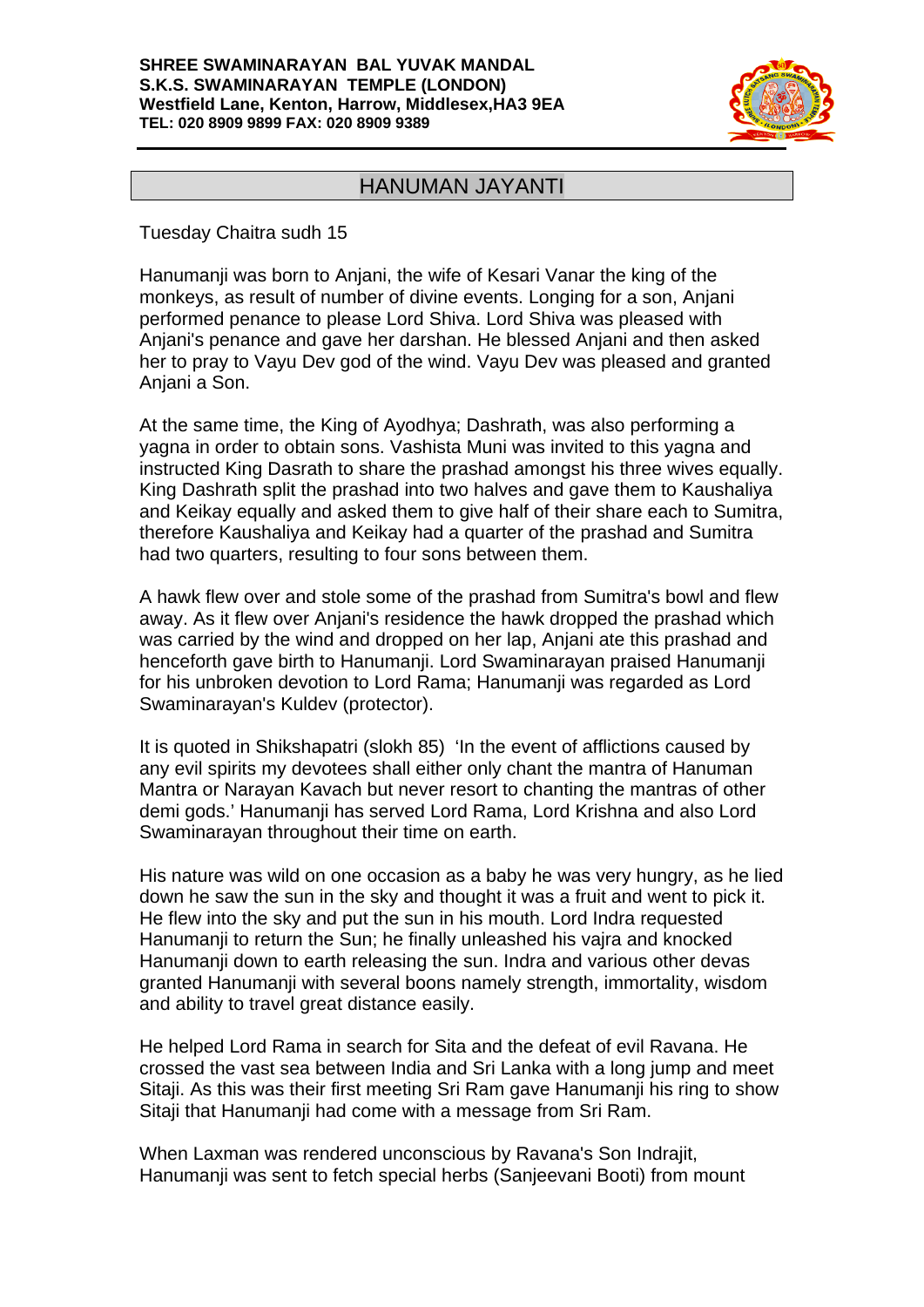**SHREE SWAMINARAYAN BAL YUVAK MANDAL**
**S.K.S. SWAMINARAYAN TEMPLE (LONDON)**
**Westfield Lane, Kenton, Harrow, Middlesex,HA3 9EA**
**TEL: 020 8909 9899 FAX: 020 8909 9389**

# HANUMAN JAYANTI

Tuesday Chaitra sudh 15

Hanumanji was born to Anjani, the wife of Kesari Vanar the king of the monkeys, as result of number of divine events. Longing for a son, Anjani performed penance to please Lord Shiva. Lord Shiva was pleased with Anjani's penance and gave her darshan. He blessed Anjani and then asked her to pray to Vayu Dev god of the wind. Vayu Dev was pleased and granted Anjani a Son.

At the same time, the King of Ayodhya; Dashrath, was also performing a yagna in order to obtain sons. Vashista Muni was invited to this yagna and instructed King Dasrath to share the prashad amongst his three wives equally. King Dashrath split the prashad into two halves and gave them to Kaushaliya and Keikay equally and asked them to give half of their share each to Sumitra, therefore Kaushaliya and Keikay had a quarter of the prashad and Sumitra had two quarters, resulting to four sons between them.

A hawk flew over and stole some of the prashad from Sumitra's bowl and flew away. As it flew over Anjani's residence the hawk dropped the prashad which was carried by the wind and dropped on her lap, Anjani ate this prashad and henceforth gave birth to Hanumanji. Lord Swaminarayan praised Hanumanji for his unbroken devotion to Lord Rama; Hanumanji was regarded as Lord Swaminarayan's Kuldev (protector).

It is quoted in Shikshapatri (slokh 85) 'In the event of afflictions caused by any evil spirits my devotees shall either only chant the mantra of Hanuman Mantra or Narayan Kavach but never resort to chanting the mantras of other demi gods.' Hanumanji has served Lord Rama, Lord Krishna and also Lord Swaminarayan throughout their time on earth.

His nature was wild on one occasion as a baby he was very hungry, as he lied down he saw the sun in the sky and thought it was a fruit and went to pick it. He flew into the sky and put the sun in his mouth. Lord Indra requested Hanumanji to return the Sun; he finally unleashed his vajra and knocked Hanumanji down to earth releasing the sun. Indra and various other devas granted Hanumanji with several boons namely strength, immortality, wisdom and ability to travel great distance easily.

He helped Lord Rama in search for Sita and the defeat of evil Ravana. He crossed the vast sea between India and Sri Lanka with a long jump and meet Sitaji. As this was their first meeting Sri Ram gave Hanumanji his ring to show Sitaji that Hanumanji had come with a message from Sri Ram.

When Laxman was rendered unconscious by Ravana's Son Indrajit, Hanumanji was sent to fetch special herbs (Sanjeevani Booti) from mount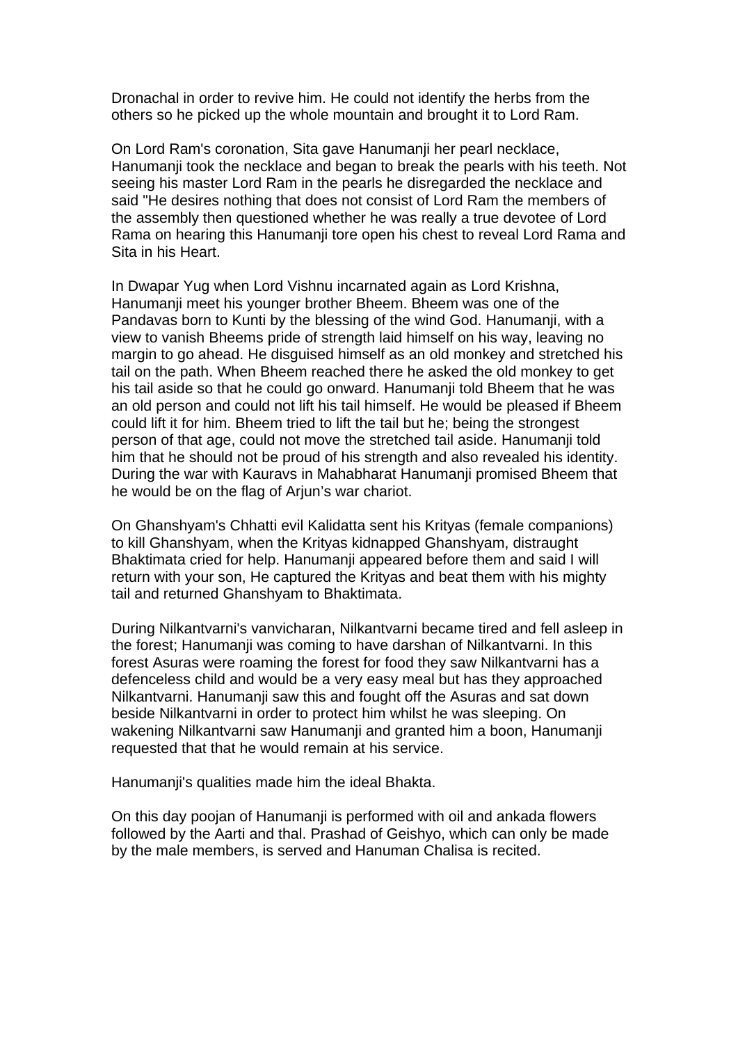Dronachal in order to revive him. He could not identify the herbs from the others so he picked up the whole mountain and brought it to Lord Ram.

On Lord Ram's coronation, Sita gave Hanumanji her pearl necklace, Hanumanji took the necklace and began to break the pearls with his teeth. Not seeing his master Lord Ram in the pearls he disregarded the necklace and said "He desires nothing that does not consist of Lord Ram the members of the assembly then questioned whether he was really a true devotee of Lord Rama on hearing this Hanumanji tore open his chest to reveal Lord Rama and Sita in his Heart.

In Dwapar Yug when Lord Vishnu incarnated again as Lord Krishna, Hanumanji meet his younger brother Bheem. Bheem was one of the Pandavas born to Kunti by the blessing of the wind God. Hanumanji, with a view to vanish Bheems pride of strength laid himself on his way, leaving no margin to go ahead. He disguised himself as an old monkey and stretched his tail on the path. When Bheem reached there he asked the old monkey to get his tail aside so that he could go onward. Hanumanji told Bheem that he was an old person and could not lift his tail himself. He would be pleased if Bheem could lift it for him. Bheem tried to lift the tail but he; being the strongest person of that age, could not move the stretched tail aside. Hanumanji told him that he should not be proud of his strength and also revealed his identity. During the war with Kauravs in Mahabharat Hanumanji promised Bheem that he would be on the flag of Arjun's war chariot.

On Ghanshyam's Chhatti evil Kalidatta sent his Krityas (female companions) to kill Ghanshyam, when the Krityas kidnapped Ghanshyam, distraught Bhaktimata cried for help. Hanumanji appeared before them and said I will return with your son, He captured the Krityas and beat them with his mighty tail and returned Ghanshyam to Bhaktimata.

During Nilkantvarni's vanvicharan, Nilkantvarni became tired and fell asleep in the forest; Hanumanji was coming to have darshan of Nilkantvarni. In this forest Asuras were roaming the forest for food they saw Nilkantvarni has a defenceless child and would be a very easy meal but has they approached Nilkantvarni. Hanumanji saw this and fought off the Asuras and sat down beside Nilkantvarni in order to protect him whilst he was sleeping. On wakening Nilkantvarni saw Hanumanji and granted him a boon, Hanumanji requested that that he would remain at his service.

Hanumanji's qualities made him the ideal Bhakta.

On this day poojan of Hanumanji is performed with oil and ankada flowers followed by the Aarti and thal. Prashad of Geishyo, which can only be made by the male members, is served and Hanuman Chalisa is recited.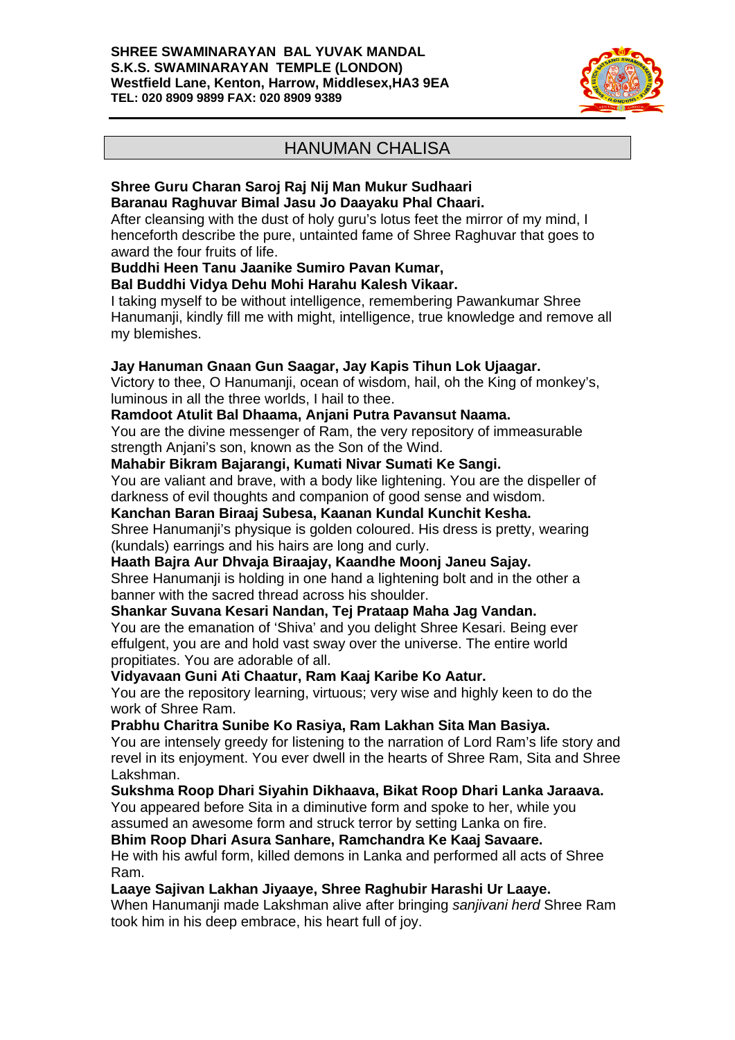**SHREE SWAMINARAYAN BAL YUVAK MANDAL**
**S.K.S. SWAMINARAYAN TEMPLE (LONDON)**
**Westfield Lane, Kenton, Harrow, Middlesex,HA3 9EA**
**TEL: 020 8909 9899 FAX: 020 8909 9389**

# HANUMAN CHALISA

**Shree Guru Charan Saroj Raj Nij Man Mukur Sudhaari**
**Baranau Raghuvar Bimal Jasu Jo Daayaku Phal Chaari.**
After cleansing with the dust of holy guru's lotus feet the mirror of my mind, I henceforth describe the pure, untainted fame of Shree Raghuvar that goes to award the four fruits of life.

**Buddhi Heen Tanu Jaanike Sumiro Pavan Kumar,**
**Bal Buddhi Vidya Dehu Mohi Harahu Kalesh Vikaar.**
I taking myself to be without intelligence, remembering Pawankumar Shree Hanumanji, kindly fill me with might, intelligence, true knowledge and remove all my blemishes.

**Jay Hanuman Gnaan Gun Saagar, Jay Kapis Tihun Lok Ujaagar.**
Victory to thee, O Hanumanji, ocean of wisdom, hail, oh the King of monkey's, luminous in all the three worlds, I hail to thee.

**Ramdoot Atulit Bal Dhaama, Anjani Putra Pavansut Naama.**
You are the divine messenger of Ram, the very repository of immeasurable strength Anjani's son, known as the Son of the Wind.

**Mahabir Bikram Bajarangi, Kumati Nivar Sumati Ke Sangi.**
You are valiant and brave, with a body like lightening. You are the dispeller of darkness of evil thoughts and companion of good sense and wisdom.

**Kanchan Baran Biraaj Subesa, Kaanan Kundal Kunchit Kesha.**
Shree Hanumanji's physique is golden coloured. His dress is pretty, wearing (kundals) earrings and his hairs are long and curly.

**Haath Bajra Aur Dhvaja Biraajay, Kaandhe Moonj Janeu Sajay.**
Shree Hanumanji is holding in one hand a lightening bolt and in the other a banner with the sacred thread across his shoulder.

**Shankar Suvana Kesari Nandan, Tej Prataap Maha Jag Vandan.**
You are the emanation of 'Shiva' and you delight Shree Kesari. Being ever effulgent, you are and hold vast sway over the universe. The entire world propitiates. You are adorable of all.

**Vidyavaan Guni Ati Chaatur, Ram Kaaj Karibe Ko Aatur.**
You are the repository learning, virtuous; very wise and highly keen to do the work of Shree Ram.

**Prabhu Charitra Sunibe Ko Rasiya, Ram Lakhan Sita Man Basiya.**
You are intensely greedy for listening to the narration of Lord Ram's life story and revel in its enjoyment. You ever dwell in the hearts of Shree Ram, Sita and Shree Lakshman.

**Sukshma Roop Dhari Siyahin Dikhaava, Bikat Roop Dhari Lanka Jaraava.**
You appeared before Sita in a diminutive form and spoke to her, while you assumed an awesome form and struck terror by setting Lanka on fire.

**Bhim Roop Dhari Asura Sanhare, Ramchandra Ke Kaaj Savaare.**
He with his awful form, killed demons in Lanka and performed all acts of Shree Ram.

**Laaye Sajivan Lakhan Jiyaaye, Shree Raghubir Harashi Ur Laaye.**
When Hanumanji made Lakshman alive after bringing *sanjivani herd* Shree Ram took him in his deep embrace, his heart full of joy.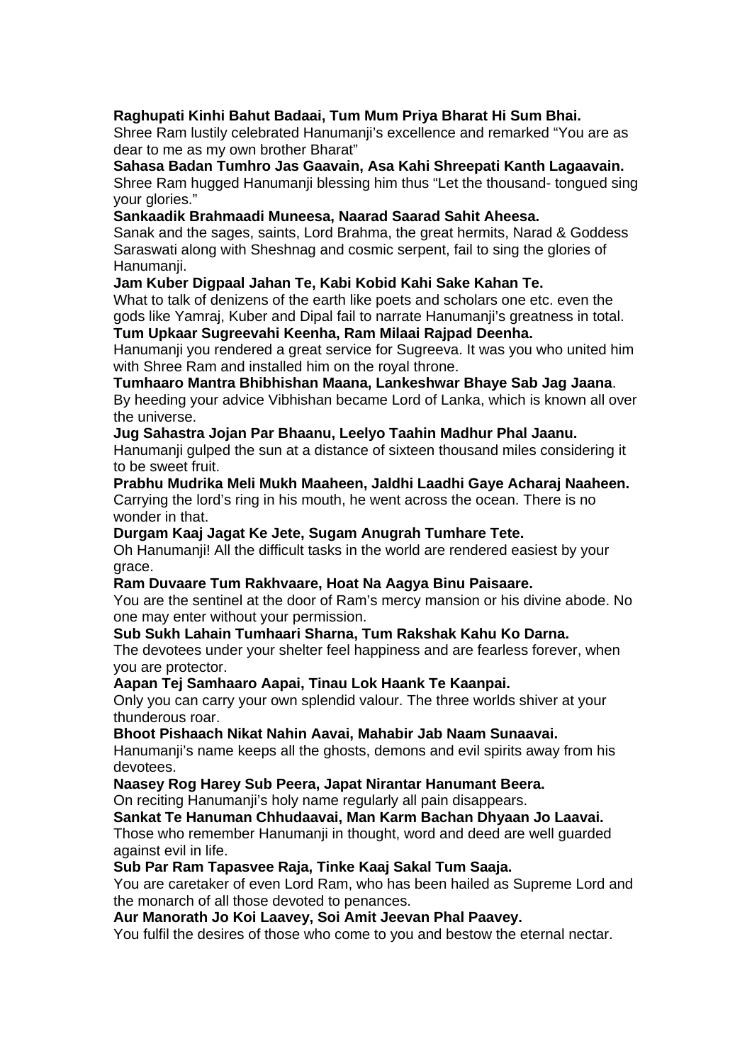**Raghupati Kinhi Bahut Badaai, Tum Mum Priya Bharat Hi Sum Bhai.**
Shree Ram lustily celebrated Hanumanji's excellence and remarked "You are as dear to me as my own brother Bharat"

**Sahasa Badan Tumhro Jas Gaavain, Asa Kahi Shreepati Kanth Lagaavain.**
Shree Ram hugged Hanumanji blessing him thus "Let the thousand- tongued sing your glories."

**Sankaadik Brahmaadi Muneesa, Naarad Saarad Sahit Aheesa.**
Sanak and the sages, saints, Lord Brahma, the great hermits, Narad & Goddess Saraswati along with Sheshnag and cosmic serpent, fail to sing the glories of Hanumanji.

**Jam Kuber Digpaal Jahan Te, Kabi Kobid Kahi Sake Kahan Te.**
What to talk of denizens of the earth like poets and scholars one etc. even the gods like Yamraj, Kuber and Dipal fail to narrate Hanumanji's greatness in total.

**Tum Upkaar Sugreevahi Keenha, Ram Milaai Rajpad Deenha.**
Hanumanji you rendered a great service for Sugreeva. It was you who united him with Shree Ram and installed him on the royal throne.

**Tumhaaro Mantra Bhibhishan Maana, Lankeshwar Bhaye Sab Jag Jaana**.
By heeding your advice Vibhishan became Lord of Lanka, which is known all over the universe.

**Jug Sahastra Jojan Par Bhaanu, Leelyo Taahin Madhur Phal Jaanu.**
Hanumanji gulped the sun at a distance of sixteen thousand miles considering it to be sweet fruit.

**Prabhu Mudrika Meli Mukh Maaheen, Jaldhi Laadhi Gaye Acharaj Naaheen.**
Carrying the lord's ring in his mouth, he went across the ocean. There is no wonder in that.

**Durgam Kaaj Jagat Ke Jete, Sugam Anugrah Tumhare Tete.**
Oh Hanumanji! All the difficult tasks in the world are rendered easiest by your grace.

**Ram Duvaare Tum Rakhvaare, Hoat Na Aagya Binu Paisaare.**
You are the sentinel at the door of Ram's mercy mansion or his divine abode. No one may enter without your permission.

**Sub Sukh Lahain Tumhaari Sharna, Tum Rakshak Kahu Ko Darna.**
The devotees under your shelter feel happiness and are fearless forever, when you are protector.

**Aapan Tej Samhaaro Aapai, Tinau Lok Haank Te Kaanpai.**
Only you can carry your own splendid valour. The three worlds shiver at your thunderous roar.

**Bhoot Pishaach Nikat Nahin Aavai, Mahabir Jab Naam Sunaavai.**
Hanumanji's name keeps all the ghosts, demons and evil spirits away from his devotees.

**Naasey Rog Harey Sub Peera, Japat Nirantar Hanumant Beera.**
On reciting Hanumanji's holy name regularly all pain disappears.

**Sankat Te Hanuman Chhudaavai, Man Karm Bachan Dhyaan Jo Laavai.**
Those who remember Hanumanji in thought, word and deed are well guarded against evil in life.

**Sub Par Ram Tapasvee Raja, Tinke Kaaj Sakal Tum Saaja.**
You are caretaker of even Lord Ram, who has been hailed as Supreme Lord and the monarch of all those devoted to penances.

**Aur Manorath Jo Koi Laavey, Soi Amit Jeevan Phal Paavey.**
You fulfil the desires of those who come to you and bestow the eternal nectar.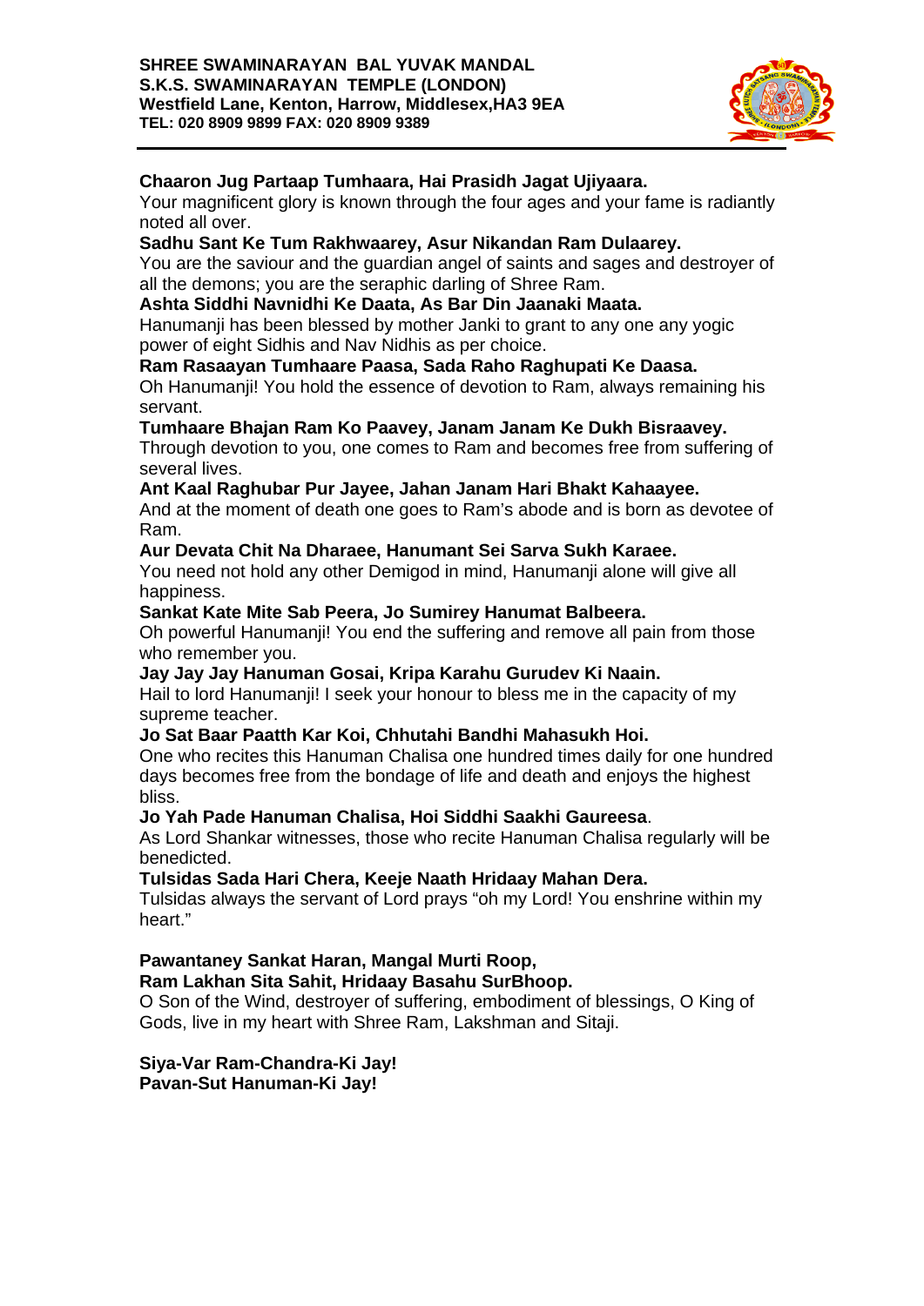Chaaron Jug Partaap Tumhaara, Hai Prasidh Jagat Ujiyaara.**
Your magnificent glory is known through the four ages and your fame is radiantly noted all over.

**Sadhu Sant Ke Tum Rakhwaarey, Asur Nikandan Ram Dulaarey.**
You are the saviour and the guardian angel of saints and sages and destroyer of all the demons; you are the seraphic darling of Shree Ram.

**Ashta Siddhi Navnidhi Ke Daata, As Bar Din Jaanaki Maata.**
Hanumanji has been blessed by mother Janki to grant to any one any yogic power of eight Sidhis and Nav Nidhis as per choice.

**Ram Rasaayan Tumhaare Paasa, Sada Raho Raghupati Ke Daasa.**
Oh Hanumanji! You hold the essence of devotion to Ram, always remaining his servant.

**Tumhaare Bhajan Ram Ko Paavey, Janam Janam Ke Dukh Bisraavey.**
Through devotion to you, one comes to Ram and becomes free from suffering of several lives.

**Ant Kaal Raghubar Pur Jayee, Jahan Janam Hari Bhakt Kahaayee.**
And at the moment of death one goes to Ram's abode and is born as devotee of Ram.

**Aur Devata Chit Na Dharaee, Hanumant Sei Sarva Sukh Karaee.**
You need not hold any other Demigod in mind, Hanumanji alone will give all happiness.

**Sankat Kate Mite Sab Peera, Jo Sumirey Hanumat Balbeera.**
Oh powerful Hanumanji! You end the suffering and remove all pain from those who remember you.

**Jay Jay Jay Hanuman Gosai, Kripa Karahu Gurudev Ki Naain.**
Hail to lord Hanumanji! I seek your honour to bless me in the capacity of my supreme teacher.

**Jo Sat Baar Paatth Kar Koi, Chhutahi Bandhi Mahasukh Hoi.**
One who recites this Hanuman Chalisa one hundred times daily for one hundred days becomes free from the bondage of life and death and enjoys the highest bliss.

**Jo Yah Pade Hanuman Chalisa, Hoi Siddhi Saakhi Gaureesa**.
As Lord Shankar witnesses, those who recite Hanuman Chalisa regularly will be benedicted.

**Tulsidas Sada Hari Chera, Keeje Naath Hridaay Mahan Dera.**
Tulsidas always the servant of Lord prays "oh my Lord! You enshrine within my heart."

**Pawantaney Sankat Haran, Mangal Murti Roop,**
**Ram Lakhan Sita Sahit, Hridaay Basahu SurBhoop.**
O Son of the Wind, destroyer of suffering, embodiment of blessings, O King of Gods, live in my heart with Shree Ram, Lakshman and Sitaji.

**Siya-Var Ram-Chandra-Ki Jay!**
**Pavan-Sut Hanuman-Ki Jay!**